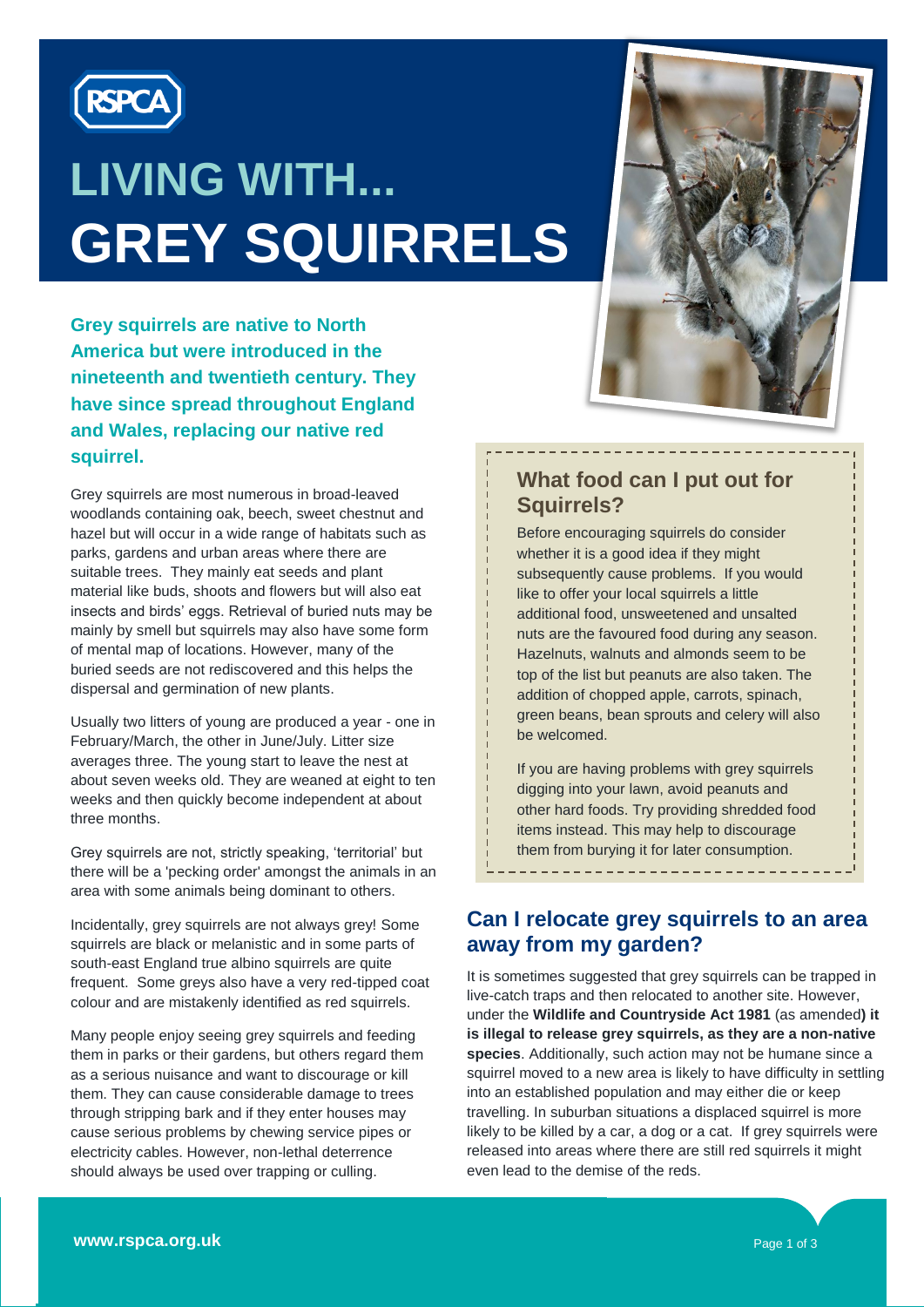# LIVING WITH... GREY SQUIRRELS

**Grey squirrels are native to North America but were introduced in the nineteenth and twentieth century. They have since spread throughout England and Wales, replacing our native red squirrel.**

Grey squirrels are most numerous in broad-leaved woodlands containing oak, beech, sweet chestnut and hazel but will occur in a wide range of habitats such as parks, gardens and urban areas where there are suitable trees. They mainly eat seeds and plant material like buds, shoots and flowers but will also eat insects and birds' eggs. Retrieval of buried nuts may be mainly by smell but squirrels may also have some form of mental map of locations. However, many of the buried seeds are not rediscovered and this helps the dispersal and germination of new plants.

Usually two litters of young are produced a year - one in February/March, the other in June/July. Litter size averages three. The young start to leave the nest at about seven weeks old. They are weaned at eight to ten weeks and then quickly become independent at about three months.

Grey squirrels are not, strictly speaking, 'territorial' but there will be a 'pecking order' amongst the animals in an area with some animals being dominant to others.

Incidentally, grey squirrels are not always grey! Some squirrels are black or melanistic and in some parts of south-east England true albino squirrels are quite frequent. Some greys also have a very red-tipped coat colour and are mistakenly identified as red squirrels.

Many people enjoy seeing grey squirrels and feeding them in parks or their gardens, but others regard them as a serious nuisance and want to discourage or kill them. They can cause considerable damage to trees through stripping bark and if they enter houses may cause serious problems by chewing service pipes or electricity cables. However, non-lethal deterrence should always be used over trapping or culling.

## What food can I put out for Squirrels?

Before encouraging squirrels do consider whether it is a good idea if they might subsequently cause problems. If you would like to offer your local squirrels a little additional food, unsweetened and unsalted nuts are the favoured food during any season. Hazelnuts, walnuts and almonds seem to be top of the list but peanuts are also taken. The addition of chopped apple, carrots, spinach, green beans, bean sprouts and celery will also be welcomed.

If you are having problems with grey squirrels digging into your lawn, avoid peanuts and other hard foods. Try providing shredded food items instead. This may help to discourage them from burying it for later consumption.

## Can I relocate grey squirrels to an area away from my garden?

It is sometimes suggested that grey squirrels can be trapped in live-catch traps and then relocated to another site. However, under the **Wildlife and Countryside Act 1981** (as amended**) it is illegal to release grey squirrels, as they are a non-native species**. Additionally, such action may not be humane since a squirrel moved to a new area is likely to have difficulty in settling into an established population and may either die or keep travelling. In suburban situations a displaced squirrel is more likely to be killed by a car, a dog or a cat. If grey squirrels were released into areas where there are still red squirrels it might even lead to the demise of the reds.

**www.rspca.org.uk**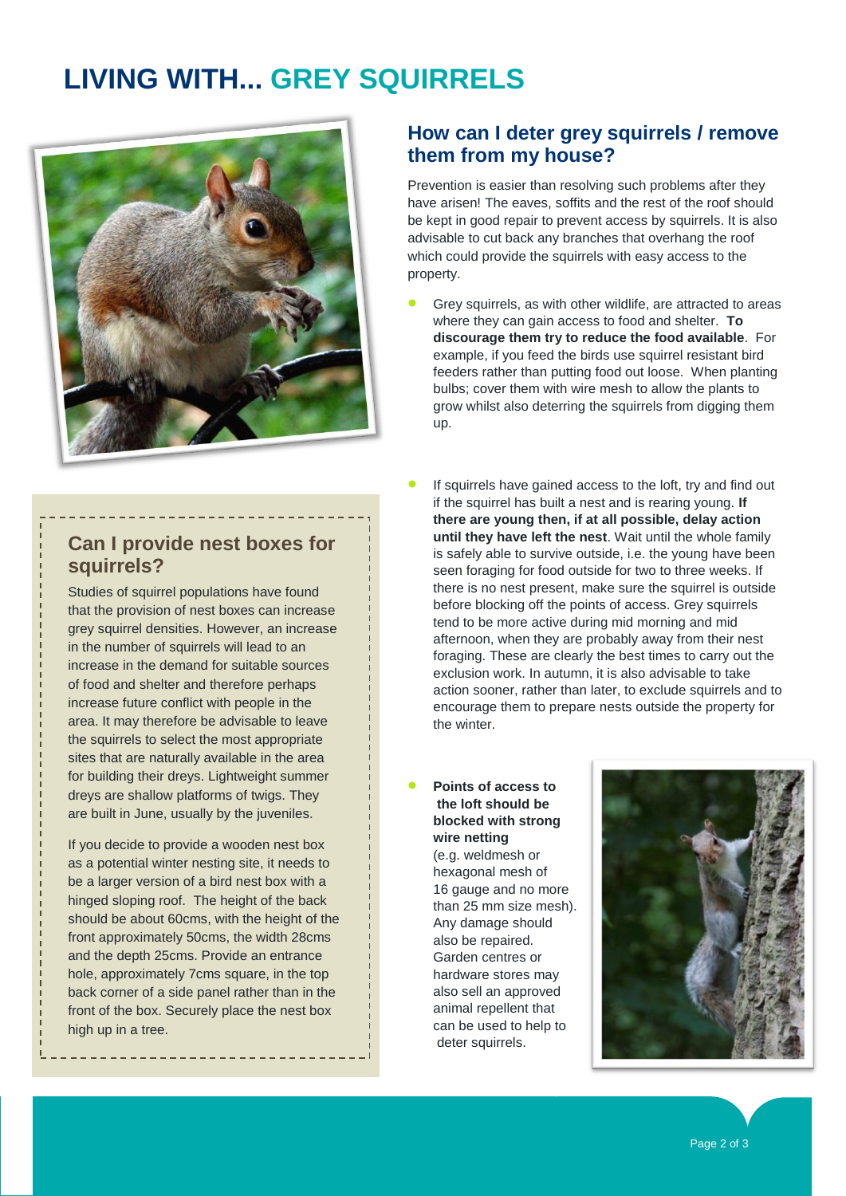# LIVING WITH... GREY SQUIRRELS

## Can I provide nest boxes for squirrels?

Studies of squirrel populations have found that the provision of nest boxes can increase grey squirrel densities. However, an increase in the number of squirrels will lead to an increase in the demand for suitable sources of food and shelter and therefore perhaps increase future conflict with people in the area. It may therefore be advisable to leave the squirrels to select the most appropriate sites that are naturally available in the area for building their dreys. Lightweight summer dreys are shallow platforms of twigs. They are built in June, usually by the juveniles.

If you decide to provide a wooden nest box as a potential winter nesting site, it needs to be a larger version of a bird nest box with a hinged sloping roof. The height of the back should be about 60cms, with the height of the front approximately 50cms, the width 28cms and the depth 25cms. Provide an entrance hole, approximately 7cms square, in the top back corner of a side panel rather than in the front of the box. Securely place the nest box high up in a tree.

## How can I deter grey squirrels / remove them from my house?

Prevention is easier than resolving such problems after they have arisen! The eaves, soffits and the rest of the roof should be kept in good repair to prevent access by squirrels. It is also advisable to cut back any branches that overhang the roof which could provide the squirrels with easy access to the property.

- Grey squirrels, as with other wildlife, are attracted to areas where they can gain access to food and shelter. **To discourage them try to reduce the food available**. For example, if you feed the birds use squirrel resistant bird feeders rather than putting food out loose. When planting bulbs; cover them with wire mesh to allow the plants to grow whilst also deterring the squirrels from digging them up.

- If squirrels have gained access to the loft, try and find out if the squirrel has built a nest and is rearing young. **If there are young then, if at all possible, delay action until they have left the nest**. Wait until the whole family is safely able to survive outside, i.e. the young have been seen foraging for food outside for two to three weeks. If there is no nest present, make sure the squirrel is outside before blocking off the points of access. Grey squirrels tend to be more active during mid morning and mid afternoon, when they are probably away from their nest foraging. These are clearly the best times to carry out the exclusion work. In autumn, it is also advisable to take action sooner, rather than later, to exclude squirrels and to encourage them to prepare nests outside the property for the winter.

- **Points of access to the loft should be blocked with strong wire netting** (e.g. weldmesh or hexagonal mesh of 16 gauge and no more than 25 mm size mesh). Any damage should also be repaired. Garden centres or hardware stores may also sell an approved animal repellent that can be used to help to deter squirrels.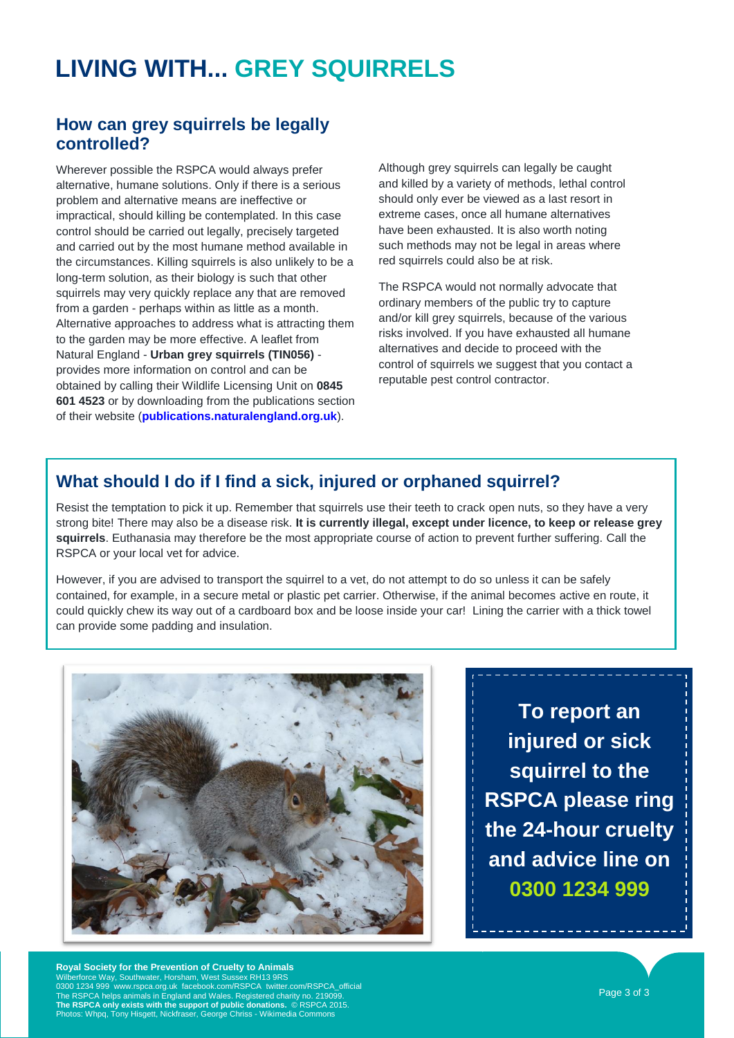# LIVING WITH... GREY SQUIRRELS

## How can grey squirrels be legally controlled?

Wherever possible the RSPCA would always prefer alternative, humane solutions. Only if there is a serious problem and alternative means are ineffective or impractical, should killing be contemplated. In this case control should be carried out legally, precisely targeted and carried out by the most humane method available in the circumstances. Killing squirrels is also unlikely to be a long-term solution, as their biology is such that other squirrels may very quickly replace any that are removed from a garden - perhaps within as little as a month. Alternative approaches to address what is attracting them to the garden may be more effective. A leaflet from Natural England - **Urban grey squirrels (TIN056)** - provides more information on control and can be obtained by calling their Wildlife Licensing Unit on **0845 601 4523** or by downloading from the publications section of their website (**publications.naturalengland.org.uk**).

Although grey squirrels can legally be caught and killed by a variety of methods, lethal control should only ever be viewed as a last resort in extreme cases, once all humane alternatives have been exhausted. It is also worth noting such methods may not be legal in areas where red squirrels could also be at risk.

The RSPCA would not normally advocate that ordinary members of the public try to capture and/or kill grey squirrels, because of the various risks involved. If you have exhausted all humane alternatives and decide to proceed with the control of squirrels we suggest that you contact a reputable pest control contractor.

## What should I do if I find a sick, injured or orphaned squirrel?

Resist the temptation to pick it up. Remember that squirrels use their teeth to crack open nuts, so they have a very strong bite! There may also be a disease risk. **It is currently illegal, except under licence, to keep or release grey squirrels**. Euthanasia may therefore be the most appropriate course of action to prevent further suffering. Call the RSPCA or your local vet for advice.

However, if you are advised to transport the squirrel to a vet, do not attempt to do so unless it can be safely contained, for example, in a secure metal or plastic pet carrier. Otherwise, if the animal becomes active en route, it could quickly chew its way out of a cardboard box and be loose inside your car! Lining the carrier with a thick towel can provide some padding and insulation.

**To report an injured or sick squirrel to the RSPCA please ring the 24-hour cruelty and advice line on 0300 1234 999**

**Royal Society for the Prevention of Cruelty to Animals**
Wilberforce Way, Southwater, Horsham, West Sussex RH13 9RS
0300 1234 999 www.rspca.org.uk facebook.com/RSPCA twitter.com/RSPCA_official
The RSPCA helps animals in England and Wales. Registered charity no. 219099.
**The RSPCA only exists with the support of public donations.** © RSPCA 2015.
Photos: Whpq, Tony Hisgett, Nickfraser, George Chriss - Wikimedia Commons